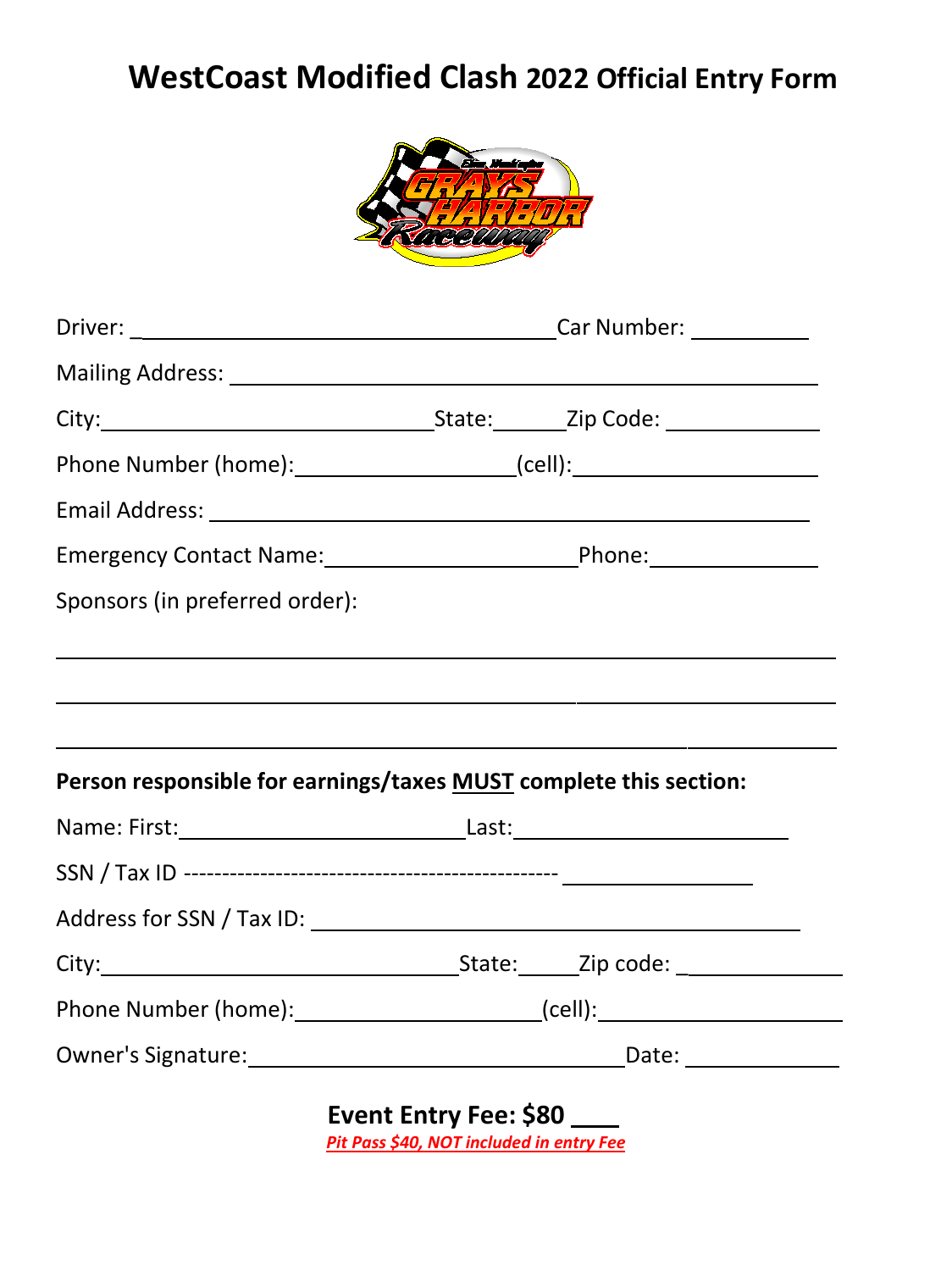# WestCoast Modified Clash 2022 Official Entry Form

Driver: ______________________________________ Car Number: __________

Mailing Address: ________________________________________________

City: ____________________________ State: ______ Zip Code: ____________

Phone Number (home): __________________ (cell): ____________________

Email Address: __________________________________________________

Emergency Contact Name: _____________________ Phone: ______________

Sponsors (in preferred order):

____________________________________________________________________

____________________________________________________________________

____________________________________________________________________

**Person responsible for earnings/taxes <u>MUST</u> complete this section:**

Name: First: ________________________ Last: ______________________

SSN / Tax ID ---------------------------------------------- ________________

Address for SSN / Tax ID: __________________________________________

City: ______________________________ State: _____ Zip code: _____________

Phone Number (home): _____________________ (cell): ____________________

Owner's Signature: ________________________________ Date: _____________

**Event Entry Fee: $80 ____**

***Pit Pass $40, NOT included in entry Fee***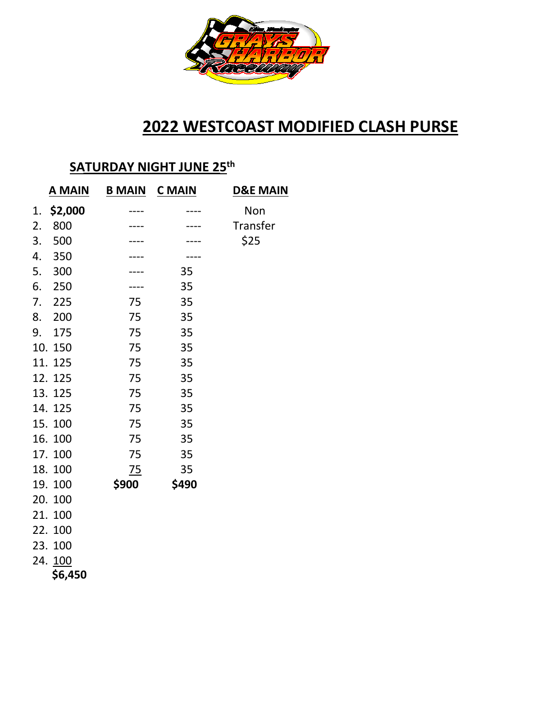## 2022 WESTCOAST MODIFIED CLASH PURSE

### SATURDAY NIGHT JUNE 25th

| | A MAIN | B MAIN | C MAIN | D&E MAIN |
|---|---|---|---|---|
| 1. | **$2,000** | ---- | ---- | Non |
| 2. | 800 | ---- | ---- | Transfer |
| 3. | 500 | ---- | ---- | $25 |
| 4. | 350 | ---- | ---- | |
| 5. | 300 | ---- | 35 | |
| 6. | 250 | ---- | 35 | |
| 7. | 225 | 75 | 35 | |
| 8. | 200 | 75 | 35 | |
| 9. | 175 | 75 | 35 | |
| 10. | 150 | 75 | 35 | |
| 11. | 125 | 75 | 35 | |
| 12. | 125 | 75 | 35 | |
| 13. | 125 | 75 | 35 | |
| 14. | 125 | 75 | 35 | |
| 15. | 100 | 75 | 35 | |
| 16. | 100 | 75 | 35 | |
| 17. | 100 | 75 | 35 | |
| 18. | 100 | 75 | 35 | |
| 19. | 100 | **$900** | **$490** | |
| 20. | 100 | | | |
| 21. | 100 | | | |
| 22. | 100 | | | |
| 23. | 100 | | | |
| 24. | 100 | | | |
| | **$6,450** | | | |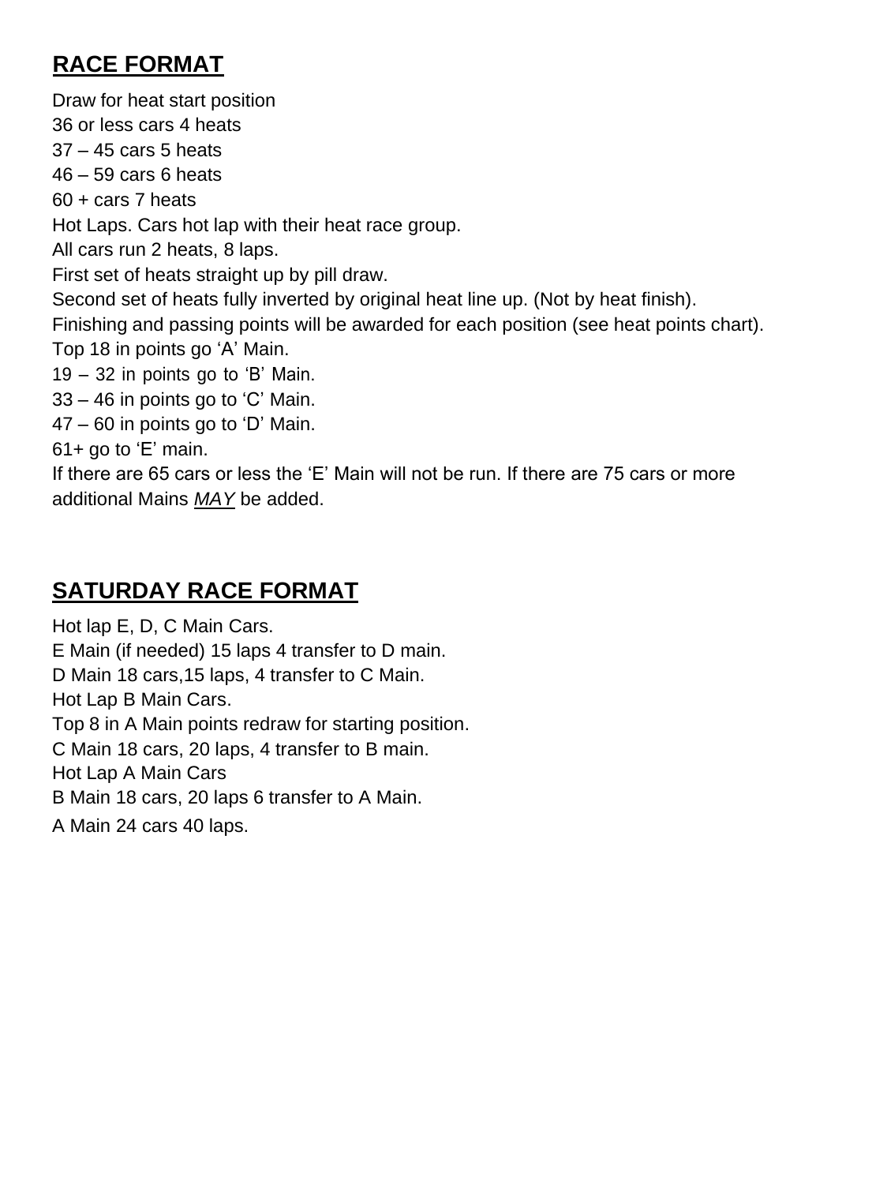## RACE FORMAT

Draw for heat start position
36 or less cars 4 heats
37 – 45 cars 5 heats
46 – 59 cars 6 heats
60 + cars 7 heats
Hot Laps. Cars hot lap with their heat race group.
All cars run 2 heats, 8 laps.
First set of heats straight up by pill draw.
Second set of heats fully inverted by original heat line up. (Not by heat finish).
Finishing and passing points will be awarded for each position (see heat points chart).
Top 18 in points go 'A' Main.
19 – 32 in points go to 'B' Main.
33 – 46 in points go to 'C' Main.
47 – 60 in points go to 'D' Main.
61+ go to 'E' main.
If there are 65 cars or less the 'E' Main will not be run. If there are 75 cars or more additional Mains *MAY* be added.

## SATURDAY RACE FORMAT

Hot lap E, D, C Main Cars.
E Main (if needed) 15 laps 4 transfer to D main.
D Main 18 cars,15 laps, 4 transfer to C Main.
Hot Lap B Main Cars.
Top 8 in A Main points redraw for starting position.
C Main 18 cars, 20 laps, 4 transfer to B main.
Hot Lap A Main Cars
B Main 18 cars, 20 laps 6 transfer to A Main.
A Main 24 cars 40 laps.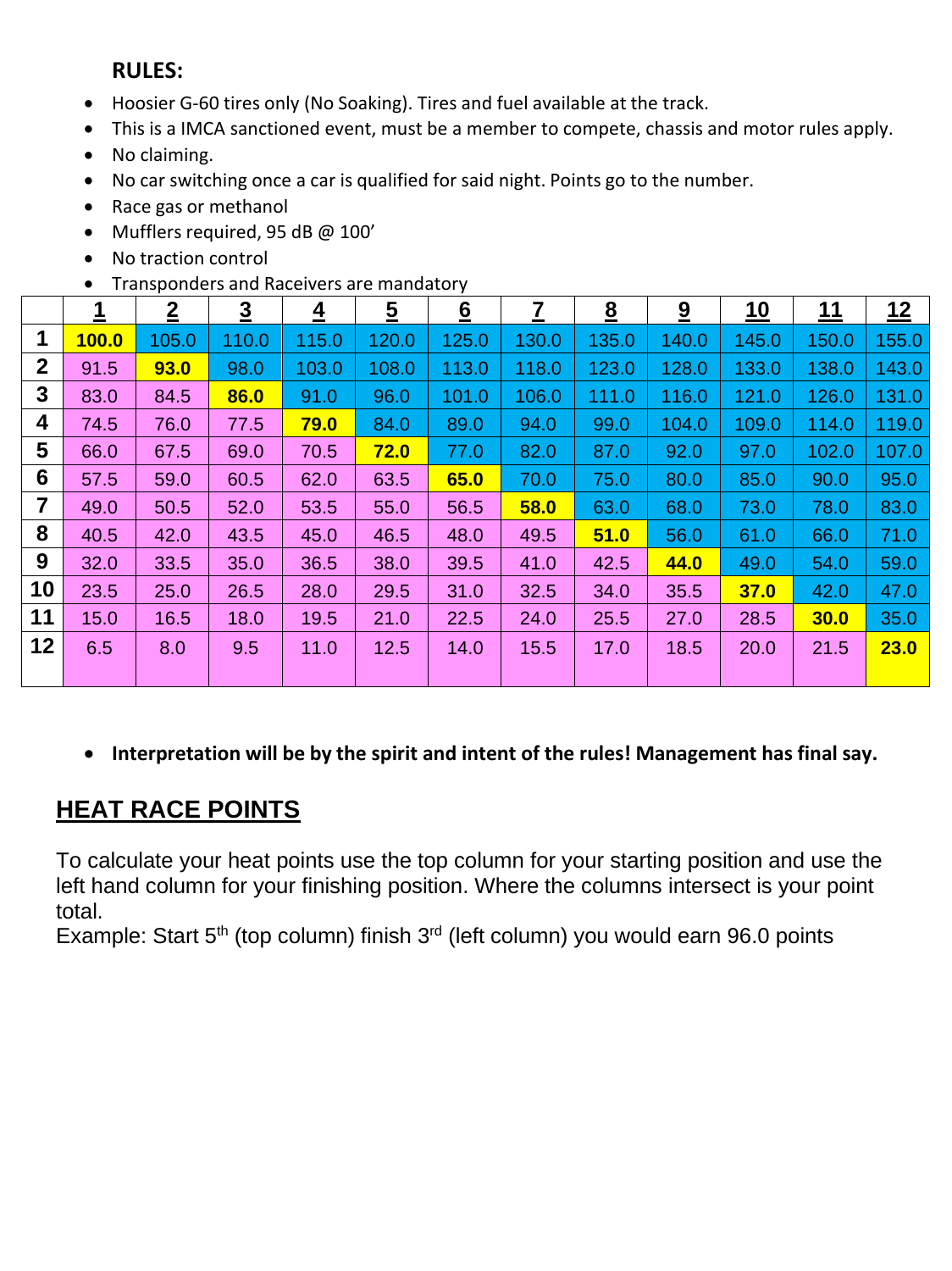**RULES:**

- Hoosier G-60 tires only (No Soaking). Tires and fuel available at the track.
- This is a IMCA sanctioned event, must be a member to compete, chassis and motor rules apply.
- No claiming.
- No car switching once a car is qualified for said night. Points go to the number.
- Race gas or methanol
- Mufflers required, 95 dB @ 100'
- No traction control
- Transponders and Raceivers are mandatory

| | **1** | **2** | **3** | **4** | **5** | **6** | **7** | **8** | **9** | **10** | **11** | **12** |
|---|---|---|---|---|---|---|---|---|---|---|---|---|
| **1** | **100.0** | 105.0 | 110.0 | 115.0 | 120.0 | 125.0 | 130.0 | 135.0 | 140.0 | 145.0 | 150.0 | 155.0 |
| **2** | 91.5 | **93.0** | 98.0 | 103.0 | 108.0 | 113.0 | 118.0 | 123.0 | 128.0 | 133.0 | 138.0 | 143.0 |
| **3** | 83.0 | 84.5 | **86.0** | 91.0 | 96.0 | 101.0 | 106.0 | 111.0 | 116.0 | 121.0 | 126.0 | 131.0 |
| **4** | 74.5 | 76.0 | 77.5 | **79.0** | 84.0 | 89.0 | 94.0 | 99.0 | 104.0 | 109.0 | 114.0 | 119.0 |
| **5** | 66.0 | 67.5 | 69.0 | 70.5 | **72.0** | 77.0 | 82.0 | 87.0 | 92.0 | 97.0 | 102.0 | 107.0 |
| **6** | 57.5 | 59.0 | 60.5 | 62.0 | 63.5 | **65.0** | 70.0 | 75.0 | 80.0 | 85.0 | 90.0 | 95.0 |
| **7** | 49.0 | 50.5 | 52.0 | 53.5 | 55.0 | 56.5 | **58.0** | 63.0 | 68.0 | 73.0 | 78.0 | 83.0 |
| **8** | 40.5 | 42.0 | 43.5 | 45.0 | 46.5 | 48.0 | 49.5 | **51.0** | 56.0 | 61.0 | 66.0 | 71.0 |
| **9** | 32.0 | 33.5 | 35.0 | 36.5 | 38.0 | 39.5 | 41.0 | 42.5 | **44.0** | 49.0 | 54.0 | 59.0 |
| **10** | 23.5 | 25.0 | 26.5 | 28.0 | 29.5 | 31.0 | 32.5 | 34.0 | 35.5 | **37.0** | 42.0 | 47.0 |
| **11** | 15.0 | 16.5 | 18.0 | 19.5 | 21.0 | 22.5 | 24.0 | 25.5 | 27.0 | 28.5 | **30.0** | 35.0 |
| **12** | 6.5 | 8.0 | 9.5 | 11.0 | 12.5 | 14.0 | 15.5 | 17.0 | 18.5 | 20.0 | 21.5 | **23.0** |

- **Interpretation will be by the spirit and intent of the rules! Management has final say.**

## HEAT RACE POINTS

To calculate your heat points use the top column for your starting position and use the left hand column for your finishing position. Where the columns intersect is your point total.

Example: Start 5th (top column) finish 3rd (left column) you would earn 96.0 points